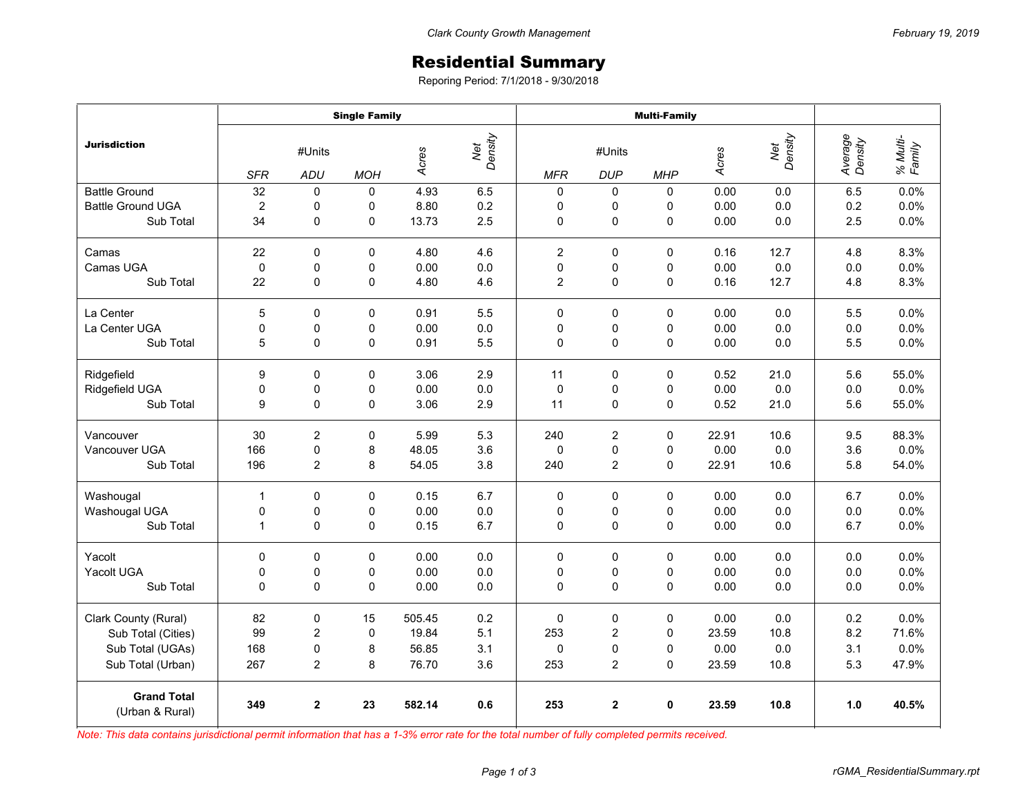# Residential Summary

Reporing Period: 7/1/2018 - 9/30/2018

| Jurisdiction | Single Family | | | | | Multi-Family | | | | | | |
|---|---|---|---|---|---|---|---|---|---|---|---|---|
| | #Units | | | Acres | Net Density | #Units | | | Acres | Net Density | Average Density | % Multi-Family |
| | SFR | ADU | MOH | | | MFR | DUP | MHP | | | | |
| Battle Ground | 32 | 0 | 0 | 4.93 | 6.5 | 0 | 0 | 0 | 0.00 | 0.0 | 6.5 | 0.0% |
| Battle Ground UGA | 2 | 0 | 0 | 8.80 | 0.2 | 0 | 0 | 0 | 0.00 | 0.0 | 0.2 | 0.0% |
| Sub Total | 34 | 0 | 0 | 13.73 | 2.5 | 0 | 0 | 0 | 0.00 | 0.0 | 2.5 | 0.0% |
| Camas | 22 | 0 | 0 | 4.80 | 4.6 | 2 | 0 | 0 | 0.16 | 12.7 | 4.8 | 8.3% |
| Camas UGA | 0 | 0 | 0 | 0.00 | 0.0 | 0 | 0 | 0 | 0.00 | 0.0 | 0.0 | 0.0% |
| Sub Total | 22 | 0 | 0 | 4.80 | 4.6 | 2 | 0 | 0 | 0.16 | 12.7 | 4.8 | 8.3% |
| La Center | 5 | 0 | 0 | 0.91 | 5.5 | 0 | 0 | 0 | 0.00 | 0.0 | 5.5 | 0.0% |
| La Center UGA | 0 | 0 | 0 | 0.00 | 0.0 | 0 | 0 | 0 | 0.00 | 0.0 | 0.0 | 0.0% |
| Sub Total | 5 | 0 | 0 | 0.91 | 5.5 | 0 | 0 | 0 | 0.00 | 0.0 | 5.5 | 0.0% |
| Ridgefield | 9 | 0 | 0 | 3.06 | 2.9 | 11 | 0 | 0 | 0.52 | 21.0 | 5.6 | 55.0% |
| Ridgefield UGA | 0 | 0 | 0 | 0.00 | 0.0 | 0 | 0 | 0 | 0.00 | 0.0 | 0.0 | 0.0% |
| Sub Total | 9 | 0 | 0 | 3.06 | 2.9 | 11 | 0 | 0 | 0.52 | 21.0 | 5.6 | 55.0% |
| Vancouver | 30 | 2 | 0 | 5.99 | 5.3 | 240 | 2 | 0 | 22.91 | 10.6 | 9.5 | 88.3% |
| Vancouver UGA | 166 | 0 | 8 | 48.05 | 3.6 | 0 | 0 | 0 | 0.00 | 0.0 | 3.6 | 0.0% |
| Sub Total | 196 | 2 | 8 | 54.05 | 3.8 | 240 | 2 | 0 | 22.91 | 10.6 | 5.8 | 54.0% |
| Washougal | 1 | 0 | 0 | 0.15 | 6.7 | 0 | 0 | 0 | 0.00 | 0.0 | 6.7 | 0.0% |
| Washougal UGA | 0 | 0 | 0 | 0.00 | 0.0 | 0 | 0 | 0 | 0.00 | 0.0 | 0.0 | 0.0% |
| Sub Total | 1 | 0 | 0 | 0.15 | 6.7 | 0 | 0 | 0 | 0.00 | 0.0 | 6.7 | 0.0% |
| Yacolt | 0 | 0 | 0 | 0.00 | 0.0 | 0 | 0 | 0 | 0.00 | 0.0 | 0.0 | 0.0% |
| Yacolt UGA | 0 | 0 | 0 | 0.00 | 0.0 | 0 | 0 | 0 | 0.00 | 0.0 | 0.0 | 0.0% |
| Sub Total | 0 | 0 | 0 | 0.00 | 0.0 | 0 | 0 | 0 | 0.00 | 0.0 | 0.0 | 0.0% |
| Clark County (Rural) | 82 | 0 | 15 | 505.45 | 0.2 | 0 | 0 | 0 | 0.00 | 0.0 | 0.2 | 0.0% |
| Sub Total (Cities) | 99 | 2 | 0 | 19.84 | 5.1 | 253 | 2 | 0 | 23.59 | 10.8 | 8.2 | 71.6% |
| Sub Total (UGAs) | 168 | 0 | 8 | 56.85 | 3.1 | 0 | 0 | 0 | 0.00 | 0.0 | 3.1 | 0.0% |
| Sub Total (Urban) | 267 | 2 | 8 | 76.70 | 3.6 | 253 | 2 | 0 | 23.59 | 10.8 | 5.3 | 47.9% |
| **Grand Total** (Urban & Rural) | **349** | **2** | **23** | **582.14** | **0.6** | **253** | **2** | **0** | **23.59** | **10.8** | **1.0** | **40.5%** |

*Note: This data contains jurisdictional permit information that has a 1-3% error rate for the total number of fully completed permits received.*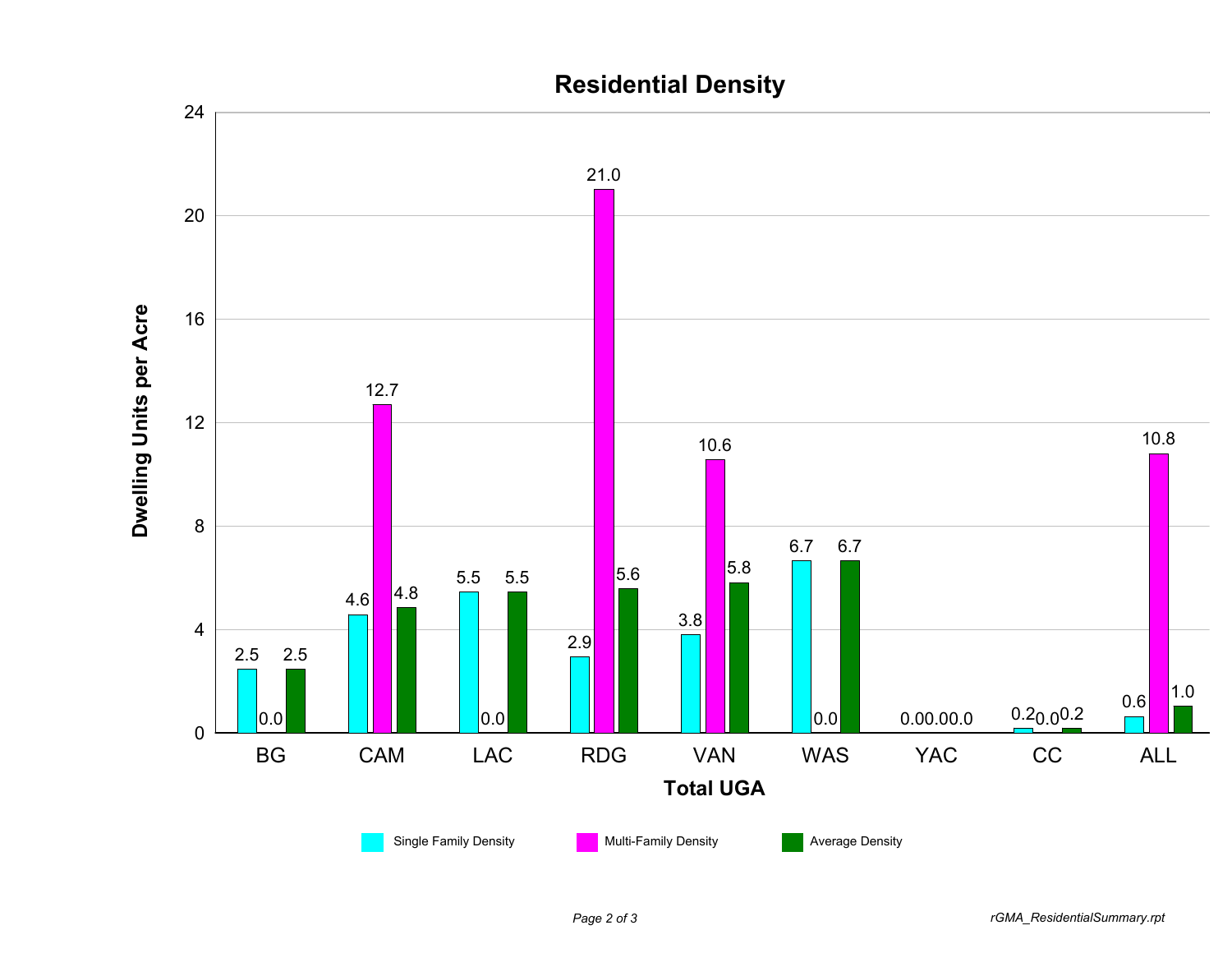# Residential Density

| Total UGA | Single Family Density | Multi-Family Density | Average Density |
|---|---|---|---|
| BG | 2.5 | 0.0 | 2.5 |
| CAM | 4.6 | 12.7 | 4.8 |
| LAC | 5.5 | 0.0 | 5.5 |
| RDG | 2.9 | 21.0 | 5.6 |
| VAN | 3.8 | 10.6 | 5.8 |
| WAS | 6.7 | 0.0 | 6.7 |
| YAC | 0.0 | 0.0 | 0.0 |
| CC | 0.2 | 0.0 | 0.2 |
| ALL | 0.6 | 10.8 | 1.0 |

Y-axis: Dwelling Units per Acre (0–24)

X-axis: Total UGA

Legend: Single Family Density, Multi-Family Density, Average Density

*rGMA_ResidentialSummary.rpt*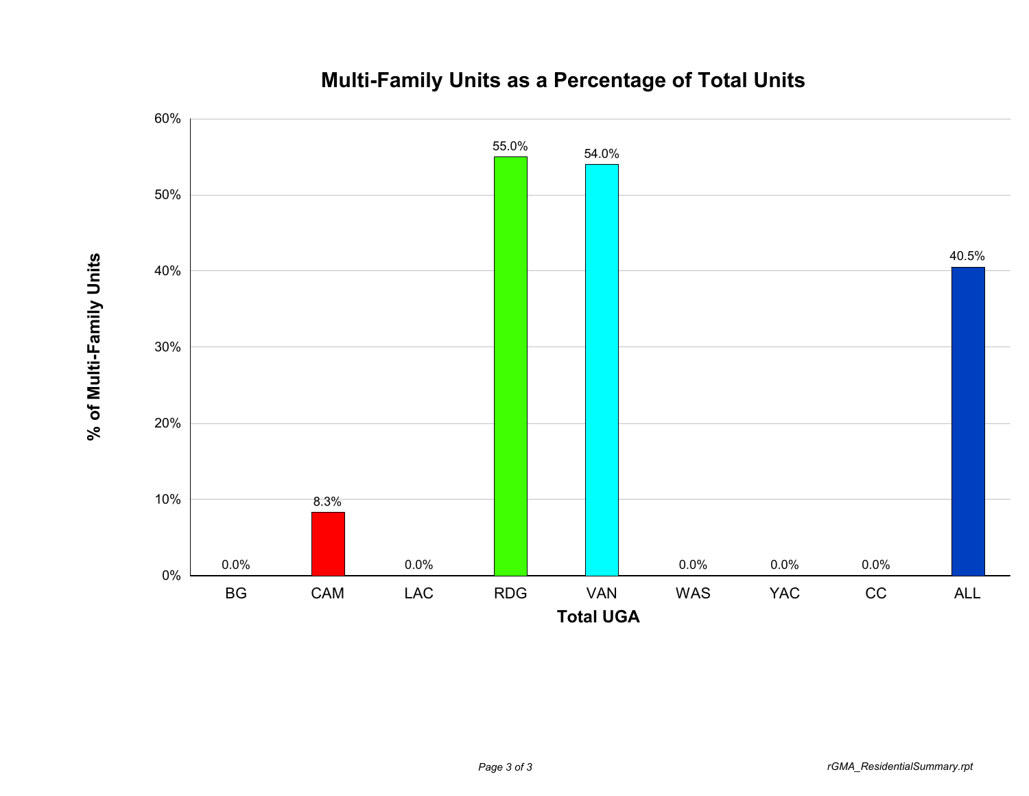# Multi-Family Units as a Percentage of Total Units

% of Multi-Family Units

60%
50%
40%
30%
20%
10%
0%

0.0%
8.3%
0.0%
55.0%
54.0%
0.0%
0.0%
0.0%
40.5%

BG
CAM
LAC
RDG
VAN
WAS
YAC
CC
ALL

Total UGA

*rGMA_ResidentialSummary.rpt*